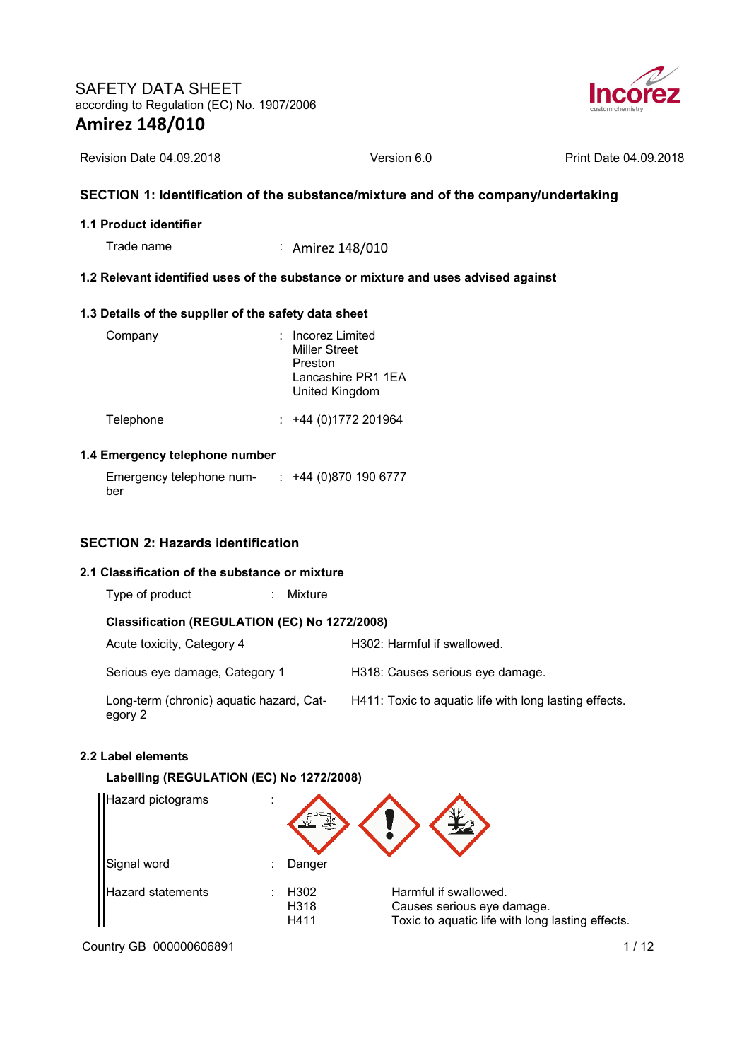# SAFETY DATA SHEET

according to Regulation (EC) No. 1907/2006

# Amirez 148/010

Revision Date 04.09.2018 | Version 6.0 | Print Date 04.09.2018

## SECTION 1: Identification of the substance/mixture and of the company/undertaking

### 1.1 Product identifier

Trade name : Amirez 148/010

### 1.2 Relevant identified uses of the substance or mixture and uses advised against

### 1.3 Details of the supplier of the safety data sheet

Company : Incorez Limited
Miller Street
Preston
Lancashire PR1 1EA
United Kingdom

Telephone : +44 (0)1772 201964

### 1.4 Emergency telephone number

Emergency telephone number : +44 (0)870 190 6777

## SECTION 2: Hazards identification

### 2.1 Classification of the substance or mixture

Type of product : Mixture

**Classification (REGULATION (EC) No 1272/2008)**

| | |
|---|---|
| Acute toxicity, Category 4 | H302: Harmful if swallowed. |
| Serious eye damage, Category 1 | H318: Causes serious eye damage. |
| Long-term (chronic) aquatic hazard, Category 2 | H411: Toxic to aquatic life with long lasting effects. |

### 2.2 Label elements

**Labelling (REGULATION (EC) No 1272/2008)**

Hazard pictograms :

Signal word : Danger

Hazard statements :

| | |
|---|---|
| H302 | Harmful if swallowed. |
| H318 | Causes serious eye damage. |
| H411 | Toxic to aquatic life with long lasting effects. |

Country GB 000000606891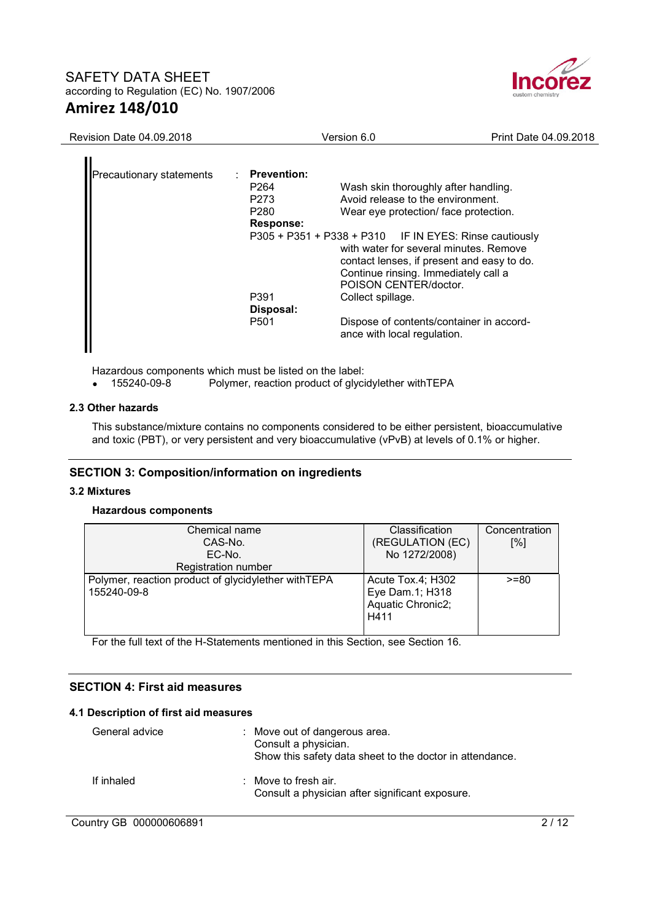Precautionary statements : **Prevention:**

| | |
|---|---|
| P264 | Wash skin thoroughly after handling. |
| P273 | Avoid release to the environment. |
| P280 | Wear eye protection/ face protection. |

**Response:**

| | |
|---|---|
| P305 + P351 + P338 + P310 | IF IN EYES: Rinse cautiously with water for several minutes. Remove contact lenses, if present and easy to do. Continue rinsing. Immediately call a POISON CENTER/doctor. |
| P391 | Collect spillage. |

**Disposal:**

| | |
|---|---|
| P501 | Dispose of contents/container in accordance with local regulation. |

Hazardous components which must be listed on the label:

- 155240-09-8 Polymer, reaction product of glycidylether withTEPA

### 2.3 Other hazards

This substance/mixture contains no components considered to be either persistent, bioaccumulative and toxic (PBT), or very persistent and very bioaccumulative (vPvB) at levels of 0.1% or higher.

## SECTION 3: Composition/information on ingredients

### 3.2 Mixtures

**Hazardous components**

| Chemical name<br>CAS-No.<br>EC-No.<br>Registration number | Classification<br>(REGULATION (EC)<br>No 1272/2008) | Concentration<br>[%] |
|---|---|---|
| Polymer, reaction product of glycidylether withTEPA<br>155240-09-8 | Acute Tox.4; H302<br>Eye Dam.1; H318<br>Aquatic Chronic2;<br>H411 | >=80 |

For the full text of the H-Statements mentioned in this Section, see Section 16.

## SECTION 4: First aid measures

### 4.1 Description of first aid measures

General advice : Move out of dangerous area.
Consult a physician.
Show this safety data sheet to the doctor in attendance.

If inhaled : Move to fresh air.
Consult a physician after significant exposure.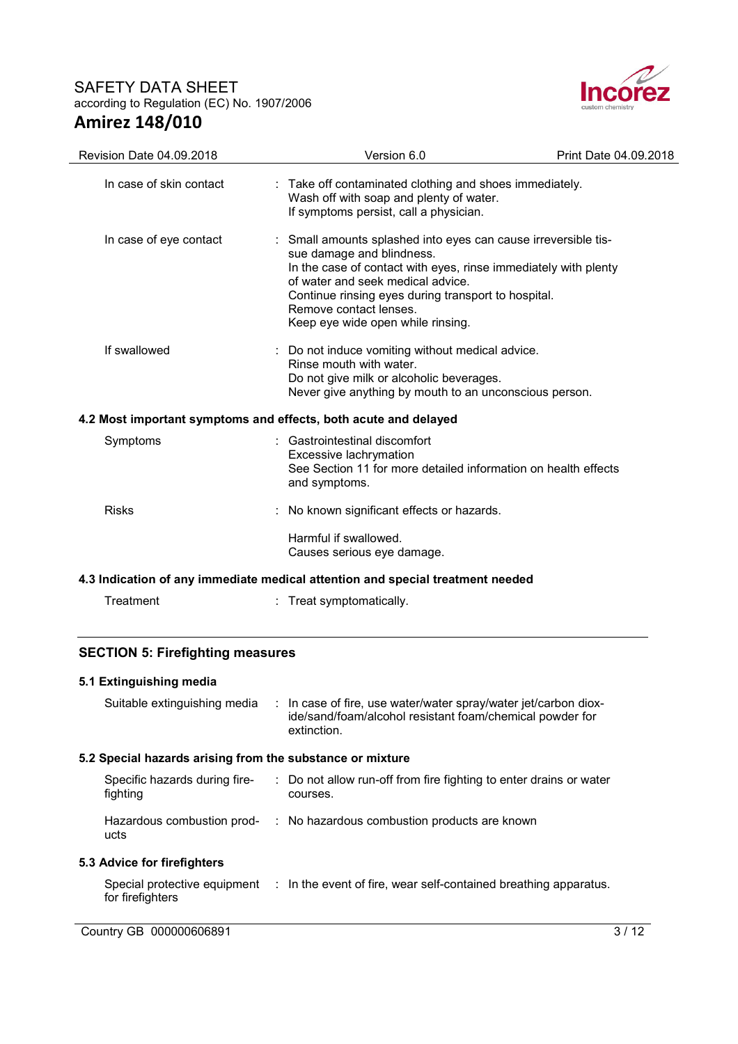| | | |
|---|---|---|
| In case of skin contact | : | Take off contaminated clothing and shoes immediately.<br>Wash off with soap and plenty of water.<br>If symptoms persist, call a physician. |
| In case of eye contact | : | Small amounts splashed into eyes can cause irreversible tissue damage and blindness.<br>In the case of contact with eyes, rinse immediately with plenty of water and seek medical advice.<br>Continue rinsing eyes during transport to hospital.<br>Remove contact lenses.<br>Keep eye wide open while rinsing. |
| If swallowed | : | Do not induce vomiting without medical advice.<br>Rinse mouth with water.<br>Do not give milk or alcoholic beverages.<br>Never give anything by mouth to an unconscious person. |

### 4.2 Most important symptoms and effects, both acute and delayed

| | | |
|---|---|---|
| Symptoms | : | Gastrointestinal discomfort<br>Excessive lachrymation<br>See Section 11 for more detailed information on health effects and symptoms. |
| Risks | : | No known significant effects or hazards.<br><br>Harmful if swallowed.<br>Causes serious eye damage. |

### 4.3 Indication of any immediate medical attention and special treatment needed

| | | |
|---|---|---|
| Treatment | : | Treat symptomatically. |

## SECTION 5: Firefighting measures

### 5.1 Extinguishing media

| | | |
|---|---|---|
| Suitable extinguishing media | : | In case of fire, use water/water spray/water jet/carbon dioxide/sand/foam/alcohol resistant foam/chemical powder for extinction. |

### 5.2 Special hazards arising from the substance or mixture

| | | |
|---|---|---|
| Specific hazards during firefighting | : | Do not allow run-off from fire fighting to enter drains or water courses. |
| Hazardous combustion products | : | No hazardous combustion products are known |

### 5.3 Advice for firefighters

| | | |
|---|---|---|
| Special protective equipment for firefighters | : | In the event of fire, wear self-contained breathing apparatus. |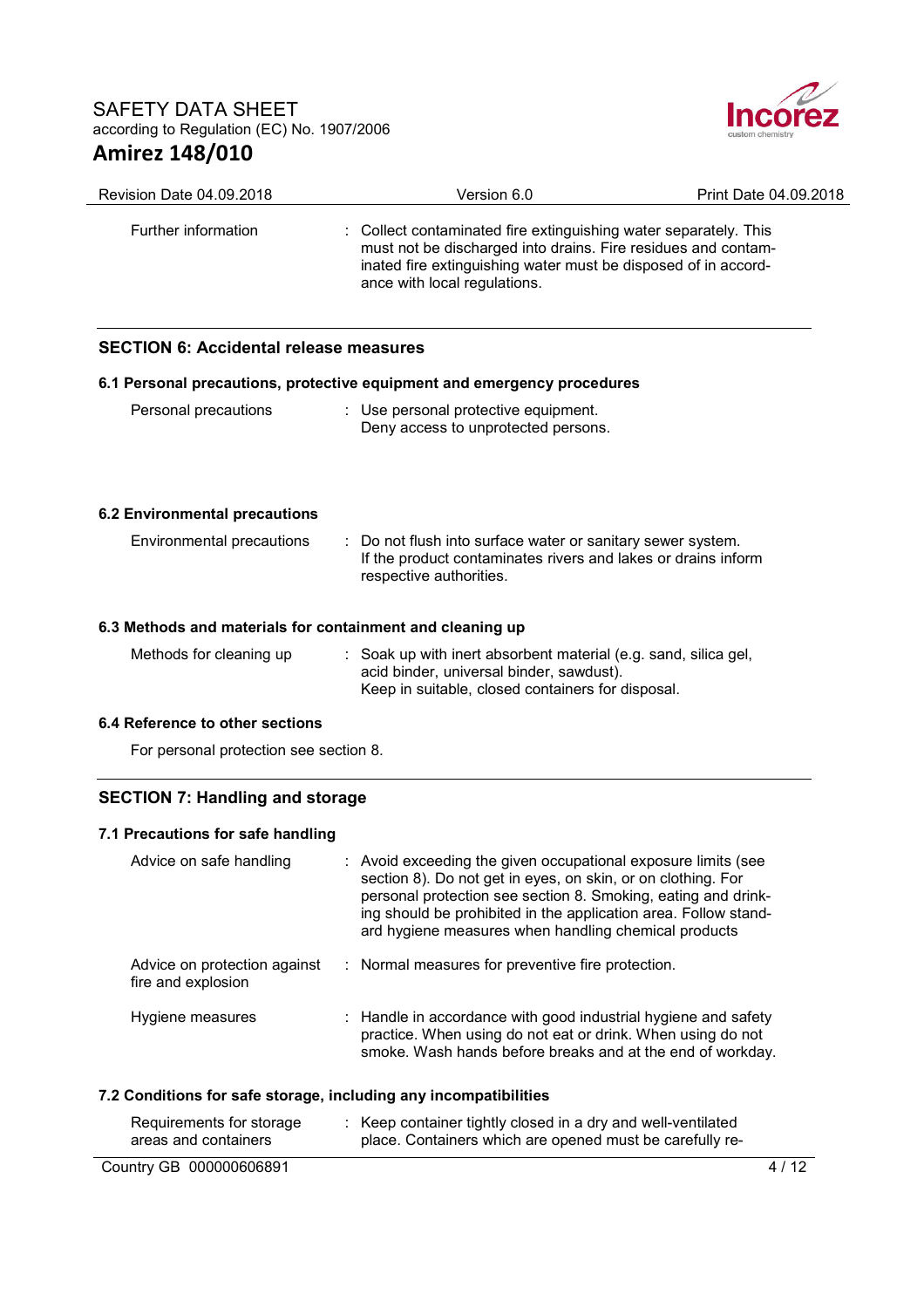| | | |
|---|---|---|
| Further information | : | Collect contaminated fire extinguishing water separately. This must not be discharged into drains. Fire residues and contaminated fire extinguishing water must be disposed of in accordance with local regulations. |

## SECTION 6: Accidental release measures

### 6.1 Personal precautions, protective equipment and emergency procedures

| | | |
|---|---|---|
| Personal precautions | : | Use personal protective equipment.<br>Deny access to unprotected persons. |

### 6.2 Environmental precautions

| | | |
|---|---|---|
| Environmental precautions | : | Do not flush into surface water or sanitary sewer system.<br>If the product contaminates rivers and lakes or drains inform respective authorities. |

### 6.3 Methods and materials for containment and cleaning up

| | | |
|---|---|---|
| Methods for cleaning up | : | Soak up with inert absorbent material (e.g. sand, silica gel, acid binder, universal binder, sawdust).<br>Keep in suitable, closed containers for disposal. |

### 6.4 Reference to other sections

For personal protection see section 8.

## SECTION 7: Handling and storage

### 7.1 Precautions for safe handling

| | | |
|---|---|---|
| Advice on safe handling | : | Avoid exceeding the given occupational exposure limits (see section 8). Do not get in eyes, on skin, or on clothing. For personal protection see section 8. Smoking, eating and drinking should be prohibited in the application area. Follow standard hygiene measures when handling chemical products |
| Advice on protection against fire and explosion | : | Normal measures for preventive fire protection. |
| Hygiene measures | : | Handle in accordance with good industrial hygiene and safety practice. When using do not eat or drink. When using do not smoke. Wash hands before breaks and at the end of workday. |

### 7.2 Conditions for safe storage, including any incompatibilities

| | | |
|---|---|---|
| Requirements for storage areas and containers | : | Keep container tightly closed in a dry and well-ventilated place. Containers which are opened must be carefully re- |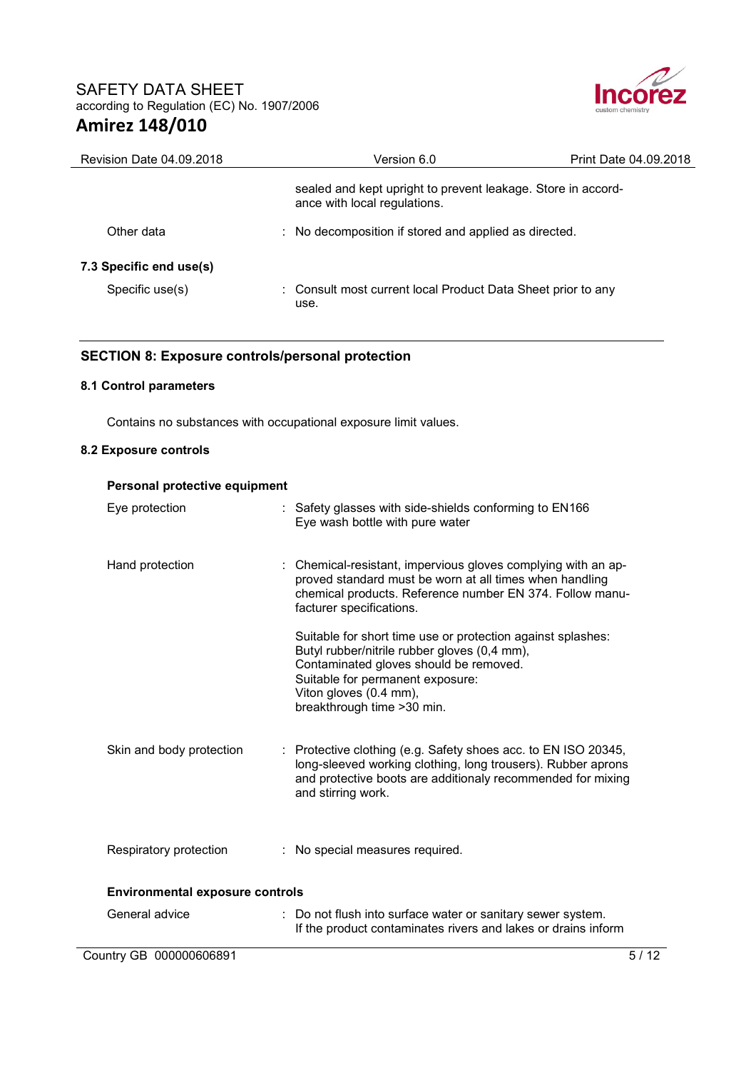sealed and kept upright to prevent leakage. Store in accordance with local regulations.

| | |
|---|---|
| Other data | : No decomposition if stored and applied as directed. |

### 7.3 Specific end use(s)

| | |
|---|---|
| Specific use(s) | : Consult most current local Product Data Sheet prior to any use. |

## SECTION 8: Exposure controls/personal protection

### 8.1 Control parameters

Contains no substances with occupational exposure limit values.

### 8.2 Exposure controls

**Personal protective equipment**

| | |
|---|---|
| Eye protection | : Safety glasses with side-shields conforming to EN166<br>Eye wash bottle with pure water |
| Hand protection | : Chemical-resistant, impervious gloves complying with an approved standard must be worn at all times when handling chemical products. Reference number EN 374. Follow manufacturer specifications.<br><br>Suitable for short time use or protection against splashes:<br>Butyl rubber/nitrile rubber gloves (0,4 mm),<br>Contaminated gloves should be removed.<br>Suitable for permanent exposure:<br>Viton gloves (0.4 mm),<br>breakthrough time >30 min. |
| Skin and body protection | : Protective clothing (e.g. Safety shoes acc. to EN ISO 20345, long-sleeved working clothing, long trousers). Rubber aprons and protective boots are additionaly recommended for mixing and stirring work. |
| Respiratory protection | : No special measures required. |

**Environmental exposure controls**

| | |
|---|---|
| General advice | : Do not flush into surface water or sanitary sewer system.<br>If the product contaminates rivers and lakes or drains inform |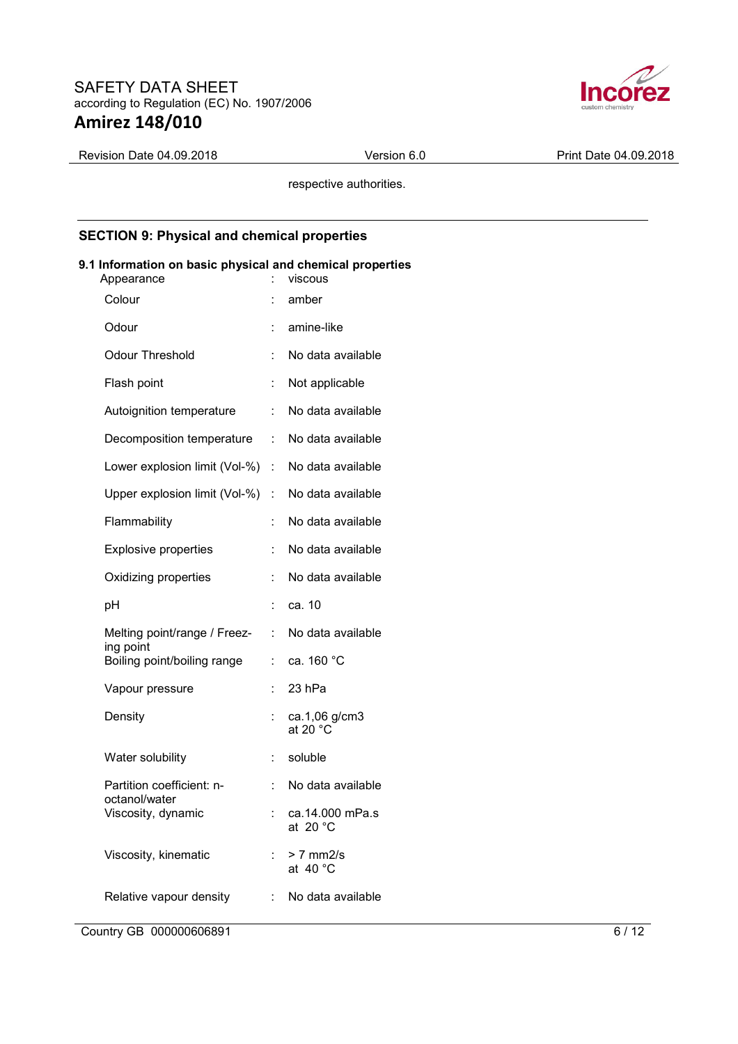respective authorities.

## SECTION 9: Physical and chemical properties

### 9.1 Information on basic physical and chemical properties

| Property | | Value |
|---|---|---|
| Appearance | : | viscous |
| Colour | : | amber |
| Odour | : | amine-like |
| Odour Threshold | : | No data available |
| Flash point | : | Not applicable |
| Autoignition temperature | : | No data available |
| Decomposition temperature | : | No data available |
| Lower explosion limit (Vol-%) | : | No data available |
| Upper explosion limit (Vol-%) | : | No data available |
| Flammability | : | No data available |
| Explosive properties | : | No data available |
| Oxidizing properties | : | No data available |
| pH | : | ca. 10 |
| Melting point/range / Freezing point | : | No data available |
| Boiling point/boiling range | : | ca. 160 °C |
| Vapour pressure | : | 23 hPa |
| Density | : | ca.1,06 g/cm3 at 20 °C |
| Water solubility | : | soluble |
| Partition coefficient: n-octanol/water | : | No data available |
| Viscosity, dynamic | : | ca.14.000 mPa.s at 20 °C |
| Viscosity, kinematic | : | > 7 mm2/s at 40 °C |
| Relative vapour density | : | No data available |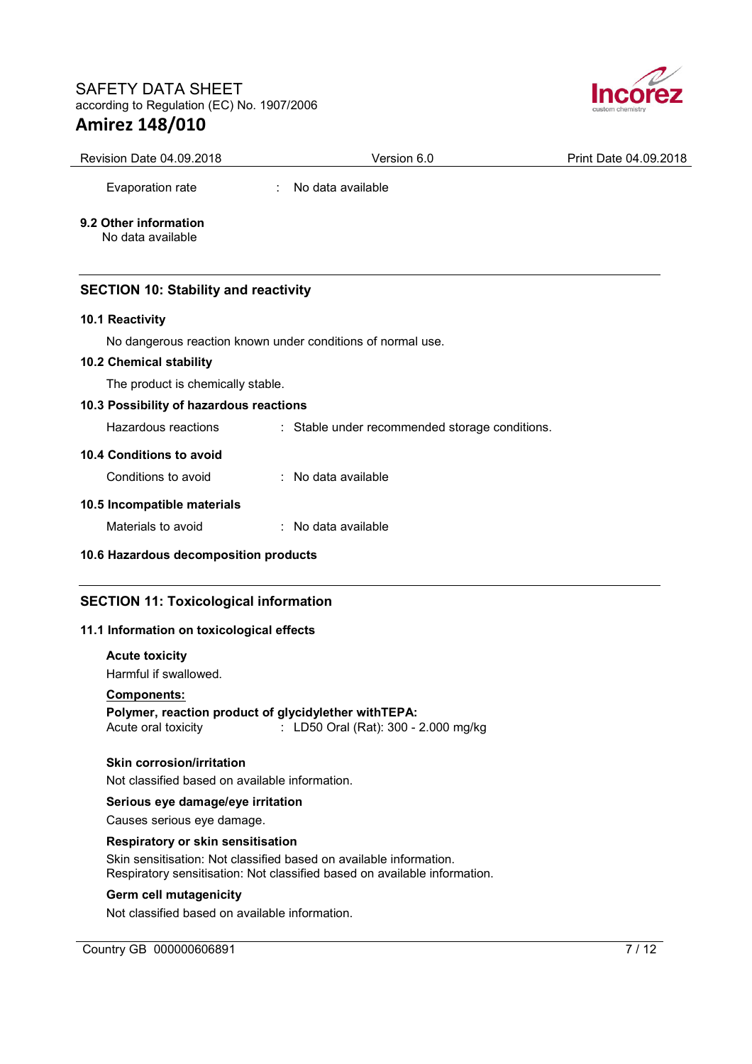Evaporation rate : No data available

**9.2 Other information**

No data available

## SECTION 10: Stability and reactivity

**10.1 Reactivity**

No dangerous reaction known under conditions of normal use.

**10.2 Chemical stability**

The product is chemically stable.

**10.3 Possibility of hazardous reactions**

Hazardous reactions : Stable under recommended storage conditions.

**10.4 Conditions to avoid**

Conditions to avoid : No data available

**10.5 Incompatible materials**

Materials to avoid : No data available

**10.6 Hazardous decomposition products**

## SECTION 11: Toxicological information

**11.1 Information on toxicological effects**

**Acute toxicity**

Harmful if swallowed.

**Components:**

**Polymer, reaction product of glycidylether withTEPA:**

Acute oral toxicity : LD50 Oral (Rat): 300 - 2.000 mg/kg

**Skin corrosion/irritation**

Not classified based on available information.

**Serious eye damage/eye irritation**

Causes serious eye damage.

**Respiratory or skin sensitisation**

Skin sensitisation: Not classified based on available information.
Respiratory sensitisation: Not classified based on available information.

**Germ cell mutagenicity**

Not classified based on available information.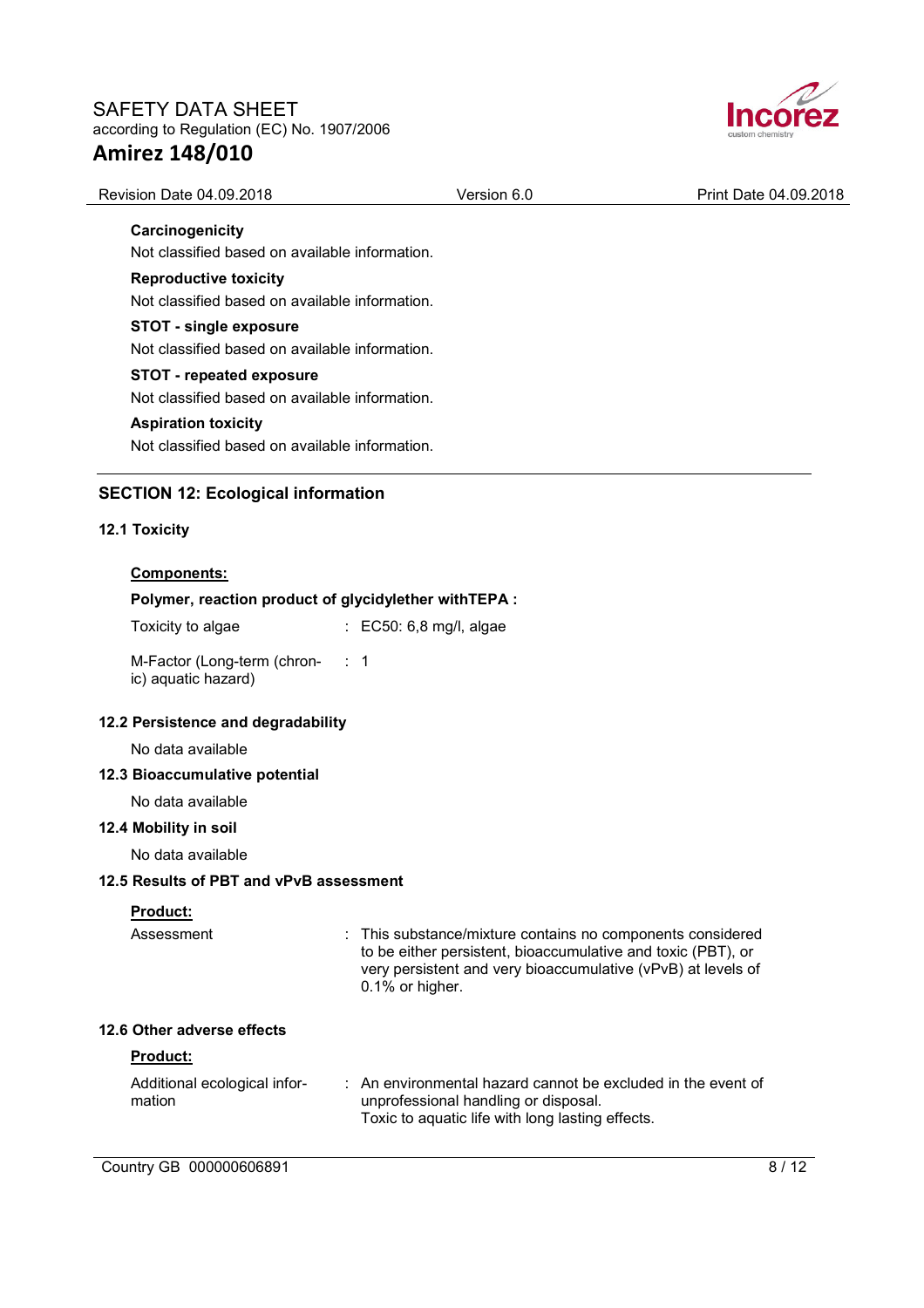**Carcinogenicity**

Not classified based on available information.

**Reproductive toxicity**

Not classified based on available information.

**STOT - single exposure**

Not classified based on available information.

**STOT - repeated exposure**

Not classified based on available information.

**Aspiration toxicity**

Not classified based on available information.

## SECTION 12: Ecological information

### 12.1 Toxicity

**Components:**

**Polymer, reaction product of glycidylether withTEPA :**

| | |
|---|---|
| Toxicity to algae | : EC50: 6,8 mg/l, algae |
| M-Factor (Long-term (chronic) aquatic hazard) | : 1 |

### 12.2 Persistence and degradability

No data available

### 12.3 Bioaccumulative potential

No data available

### 12.4 Mobility in soil

No data available

### 12.5 Results of PBT and vPvB assessment

**Product:**

| | |
|---|---|
| Assessment | : This substance/mixture contains no components considered to be either persistent, bioaccumulative and toxic (PBT), or very persistent and very bioaccumulative (vPvB) at levels of 0.1% or higher. |

### 12.6 Other adverse effects

**Product:**

| | |
|---|---|
| Additional ecological information | : An environmental hazard cannot be excluded in the event of unprofessional handling or disposal.<br>Toxic to aquatic life with long lasting effects. |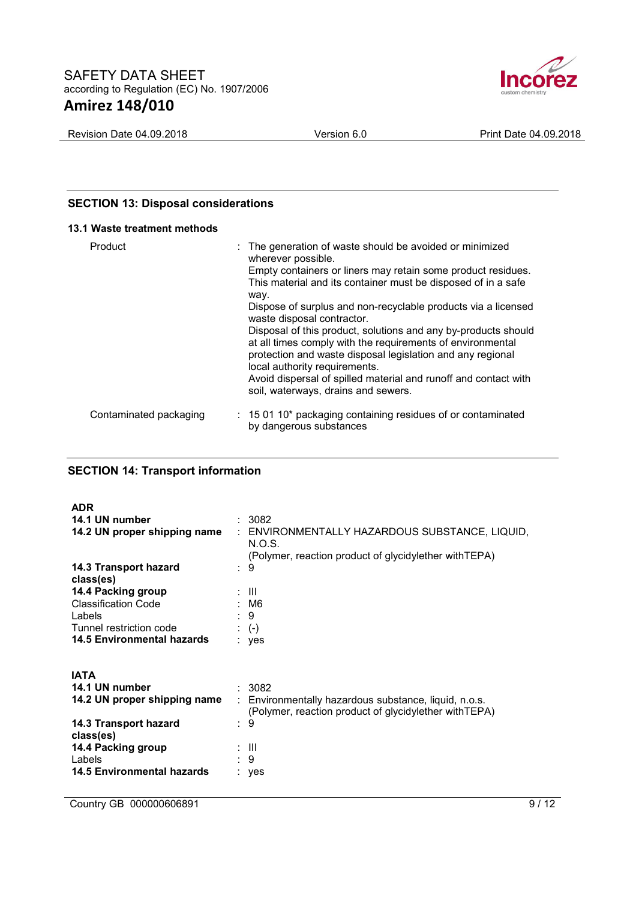## SECTION 13: Disposal considerations

### 13.1 Waste treatment methods

| | |
|---|---|
| Product | : The generation of waste should be avoided or minimized wherever possible. Empty containers or liners may retain some product residues. This material and its container must be disposed of in a safe way. Dispose of surplus and non-recyclable products via a licensed waste disposal contractor. Disposal of this product, solutions and any by-products should at all times comply with the requirements of environmental protection and waste disposal legislation and any regional local authority requirements. Avoid dispersal of spilled material and runoff and contact with soil, waterways, drains and sewers. |
| Contaminated packaging | : 15 01 10* packaging containing residues of or contaminated by dangerous substances |

## SECTION 14: Transport information

**ADR**

| | |
|---|---|
| **14.1 UN number** | : 3082 |
| **14.2 UN proper shipping name** | : ENVIRONMENTALLY HAZARDOUS SUBSTANCE, LIQUID, N.O.S. (Polymer, reaction product of glycidylether withTEPA) |
| **14.3 Transport hazard class(es)** | : 9 |
| **14.4 Packing group** | : III |
| Classification Code | : M6 |
| Labels | : 9 |
| Tunnel restriction code | : (-) |
| **14.5 Environmental hazards** | : yes |

**IATA**

| | |
|---|---|
| **14.1 UN number** | : 3082 |
| **14.2 UN proper shipping name** | : Environmentally hazardous substance, liquid, n.o.s. (Polymer, reaction product of glycidylether withTEPA) |
| **14.3 Transport hazard class(es)** | : 9 |
| **14.4 Packing group** | : III |
| Labels | : 9 |
| **14.5 Environmental hazards** | : yes |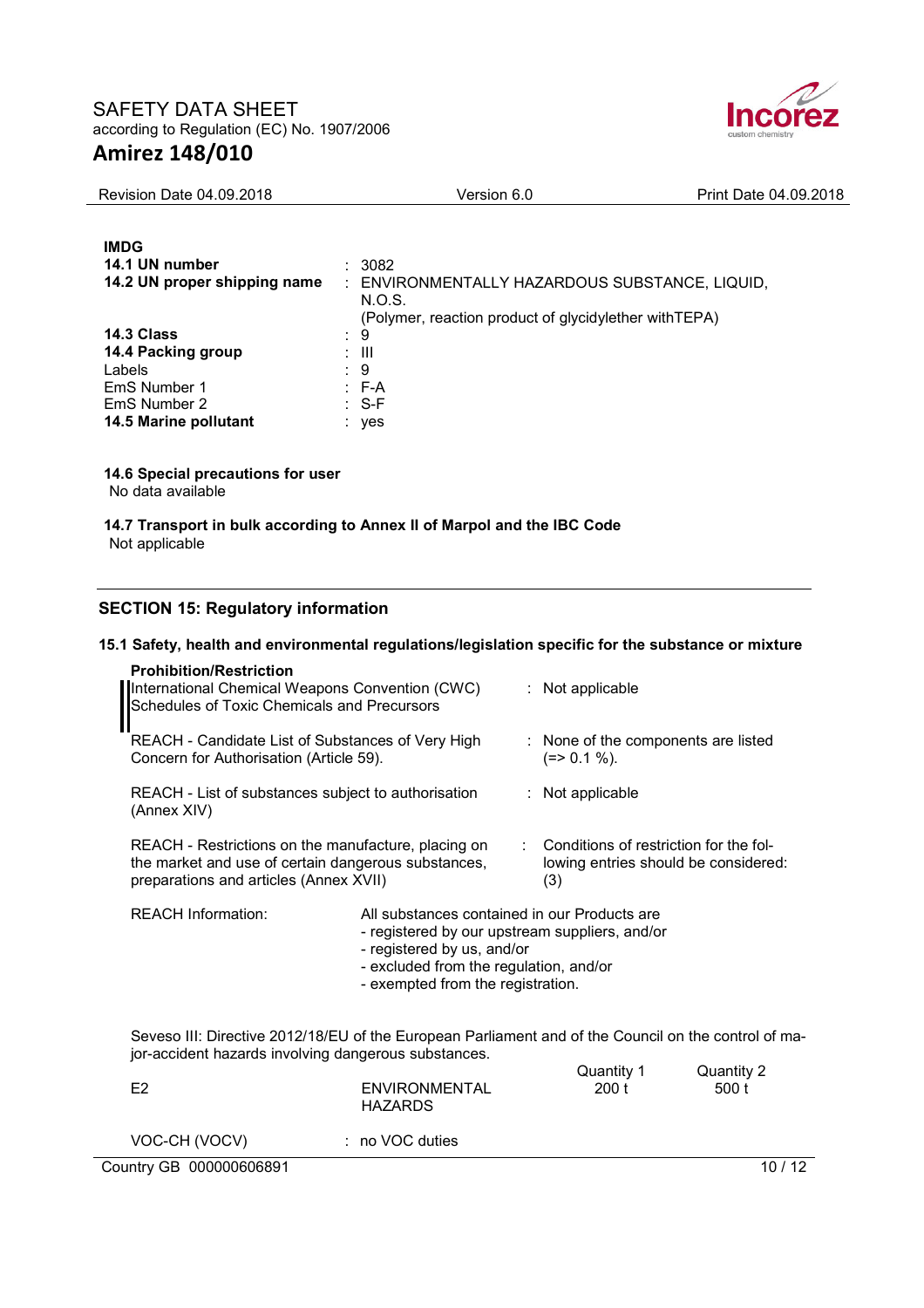**IMDG**

| | | |
|---|---|---|
| **14.1 UN number** | : | 3082 |
| **14.2 UN proper shipping name** | : | ENVIRONMENTALLY HAZARDOUS SUBSTANCE, LIQUID, N.O.S. (Polymer, reaction product of glycidylether withTEPA) |
| **14.3 Class** | : | 9 |
| **14.4 Packing group** | : | III |
| Labels | : | 9 |
| EmS Number 1 | : | F-A |
| EmS Number 2 | : | S-F |
| **14.5 Marine pollutant** | : | yes |

**14.6 Special precautions for user**

No data available

**14.7 Transport in bulk according to Annex II of Marpol and the IBC Code**

Not applicable

## SECTION 15: Regulatory information

### 15.1 Safety, health and environmental regulations/legislation specific for the substance or mixture

**Prohibition/Restriction**

| | | |
|---|---|---|
| International Chemical Weapons Convention (CWC) Schedules of Toxic Chemicals and Precursors | : | Not applicable |
| REACH - Candidate List of Substances of Very High Concern for Authorisation (Article 59). | : | None of the components are listed (=> 0.1 %). |
| REACH - List of substances subject to authorisation (Annex XIV) | : | Not applicable |
| REACH - Restrictions on the manufacture, placing on the market and use of certain dangerous substances, preparations and articles (Annex XVII) | : | Conditions of restriction for the following entries should be considered: (3) |

REACH Information: All substances contained in our Products are
- registered by our upstream suppliers, and/or
- registered by us, and/or
- excluded from the regulation, and/or
- exempted from the registration.

Seveso III: Directive 2012/18/EU of the European Parliament and of the Council on the control of major-accident hazards involving dangerous substances.

| | | Quantity 1 | Quantity 2 |
|---|---|---|---|
| E2 | ENVIRONMENTAL HAZARDS | 200 t | 500 t |

VOC-CH (VOCV) : no VOC duties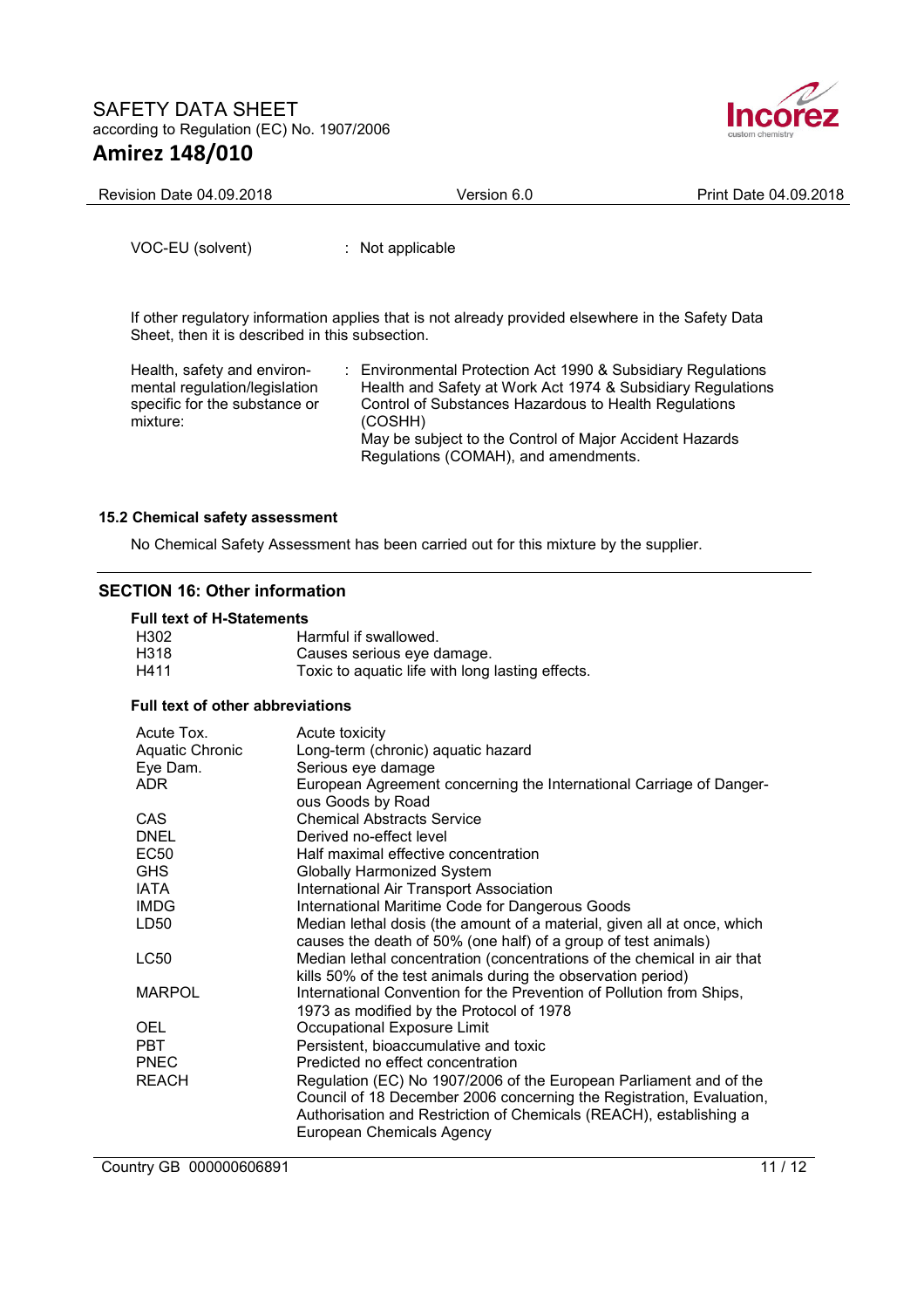VOC-EU (solvent) : Not applicable

If other regulatory information applies that is not already provided elsewhere in the Safety Data Sheet, then it is described in this subsection.

| | |
|---|---|
| Health, safety and environmental regulation/legislation specific for the substance or mixture: | Environmental Protection Act 1990 & Subsidiary Regulations<br>Health and Safety at Work Act 1974 & Subsidiary Regulations<br>Control of Substances Hazardous to Health Regulations (COSHH)<br>May be subject to the Control of Major Accident Hazards Regulations (COMAH), and amendments. |

### 15.2 Chemical safety assessment

No Chemical Safety Assessment has been carried out for this mixture by the supplier.

## SECTION 16: Other information

**Full text of H-Statements**

| | |
|---|---|
| H302 | Harmful if swallowed. |
| H318 | Causes serious eye damage. |
| H411 | Toxic to aquatic life with long lasting effects. |

**Full text of other abbreviations**

| | |
|---|---|
| Acute Tox. | Acute toxicity |
| Aquatic Chronic | Long-term (chronic) aquatic hazard |
| Eye Dam. | Serious eye damage |
| ADR | European Agreement concerning the International Carriage of Dangerous Goods by Road |
| CAS | Chemical Abstracts Service |
| DNEL | Derived no-effect level |
| EC50 | Half maximal effective concentration |
| GHS | Globally Harmonized System |
| IATA | International Air Transport Association |
| IMDG | International Maritime Code for Dangerous Goods |
| LD50 | Median lethal dosis (the amount of a material, given all at once, which causes the death of 50% (one half) of a group of test animals) |
| LC50 | Median lethal concentration (concentrations of the chemical in air that kills 50% of the test animals during the observation period) |
| MARPOL | International Convention for the Prevention of Pollution from Ships, 1973 as modified by the Protocol of 1978 |
| OEL | Occupational Exposure Limit |
| PBT | Persistent, bioaccumulative and toxic |
| PNEC | Predicted no effect concentration |
| REACH | Regulation (EC) No 1907/2006 of the European Parliament and of the Council of 18 December 2006 concerning the Registration, Evaluation, Authorisation and Restriction of Chemicals (REACH), establishing a European Chemicals Agency |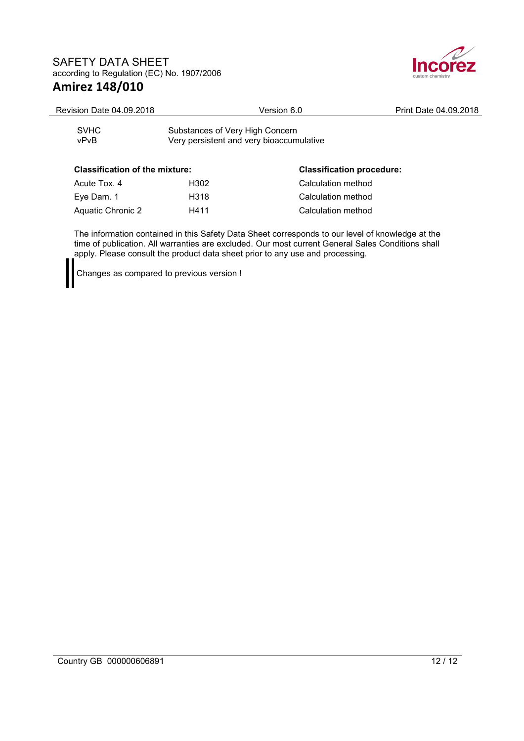| | |
|---|---|
| SVHC | Substances of Very High Concern |
| vPvB | Very persistent and very bioaccumulative |

| **Classification of the mixture:** | | **Classification procedure:** |
|---|---|---|
| Acute Tox. 4 | H302 | Calculation method |
| Eye Dam. 1 | H318 | Calculation method |
| Aquatic Chronic 2 | H411 | Calculation method |

The information contained in this Safety Data Sheet corresponds to our level of knowledge at the time of publication. All warranties are excluded. Our most current General Sales Conditions shall apply. Please consult the product data sheet prior to any use and processing.

Changes as compared to previous version !